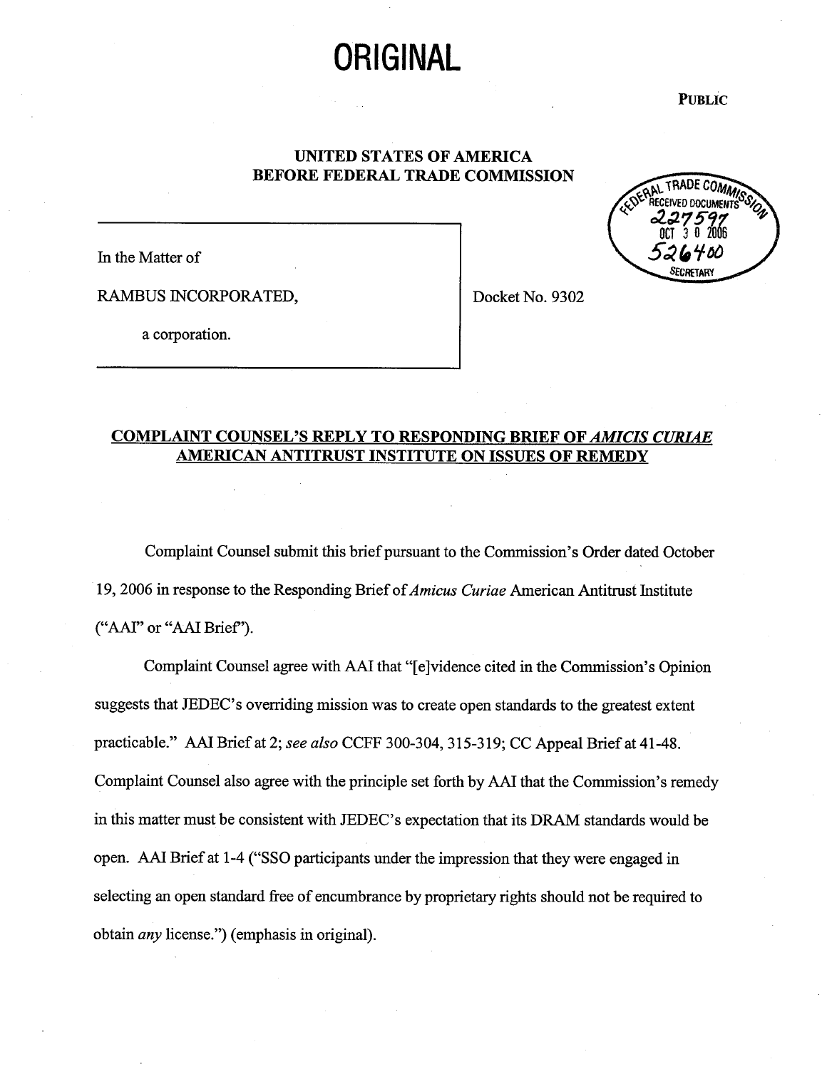# ORIGINAL

**PUBLIC**

**UNITED STATES OF AMERICA**
**BEFORE FEDERAL TRADE COMMISSION**

FEDERAL TRADE COMMISSION RECEIVED DOCUMENTS 227597 OCT 3 0 2006 526400 SECRETARY

In the Matter of

RAMBUS INCORPORATED,

a corporation.

Docket No. 9302

**COMPLAINT COUNSEL'S REPLY TO RESPONDING BRIEF OF *AMICIS CURIAE* AMERICAN ANTITRUST INSTITUTE ON ISSUES OF REMEDY**

Complaint Counsel submit this brief pursuant to the Commission's Order dated October 19, 2006 in response to the Responding Brief of *Amicus Curiae* American Antitrust Institute ("AAI" or "AAI Brief").

Complaint Counsel agree with AAI that "[e]vidence cited in the Commission's Opinion suggests that JEDEC's overriding mission was to create open standards to the greatest extent practicable." AAI Brief at 2; *see also* CCFF 300-304, 315-319; CC Appeal Brief at 41-48. Complaint Counsel also agree with the principle set forth by AAI that the Commission's remedy in this matter must be consistent with JEDEC's expectation that its DRAM standards would be open. AAI Brief at 1-4 ("SSO participants under the impression that they were engaged in selecting an open standard free of encumbrance by proprietary rights should not be required to obtain *any* license.") (emphasis in original).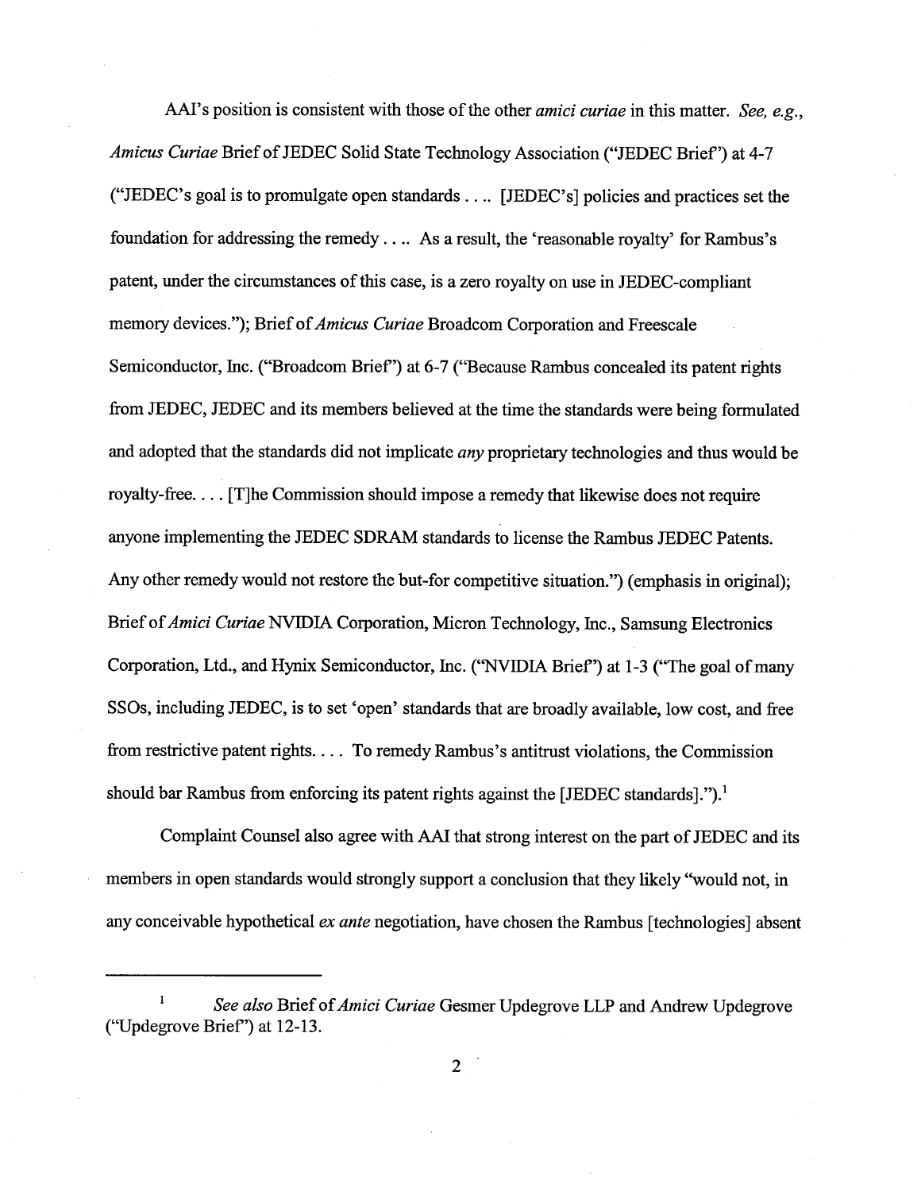AAI's position is consistent with those of the other *amici curiae* in this matter. *See, e.g.*, *Amicus Curiae* Brief of JEDEC Solid State Technology Association ("JEDEC Brief") at 4-7 ("JEDEC's goal is to promulgate open standards . . .. [JEDEC's] policies and practices set the foundation for addressing the remedy . . .. As a result, the 'reasonable royalty' for Rambus's patent, under the circumstances of this case, is a zero royalty on use in JEDEC-compliant memory devices."); Brief of *Amicus Curiae* Broadcom Corporation and Freescale Semiconductor, Inc. ("Broadcom Brief") at 6-7 ("Because Rambus concealed its patent rights from JEDEC, JEDEC and its members believed at the time the standards were being formulated and adopted that the standards did not implicate *any* proprietary technologies and thus would be royalty-free. . . . [T]he Commission should impose a remedy that likewise does not require anyone implementing the JEDEC SDRAM standards to license the Rambus JEDEC Patents. Any other remedy would not restore the but-for competitive situation.") (emphasis in original); Brief of *Amici Curiae* NVIDIA Corporation, Micron Technology, Inc., Samsung Electronics Corporation, Ltd., and Hynix Semiconductor, Inc. ("NVIDIA Brief") at 1-3 ("The goal of many SSOs, including JEDEC, is to set 'open' standards that are broadly available, low cost, and free from restrictive patent rights. . . . To remedy Rambus's antitrust violations, the Commission should bar Rambus from enforcing its patent rights against the [JEDEC standards].").[1]

Complaint Counsel also agree with AAI that strong interest on the part of JEDEC and its members in open standards would strongly support a conclusion that they likely "would not, in any conceivable hypothetical *ex ante* negotiation, have chosen the Rambus [technologies] absent

---

[1] *See also* Brief of *Amici Curiae* Gesmer Updegrove LLP and Andrew Updegrove ("Updegrove Brief") at 12-13.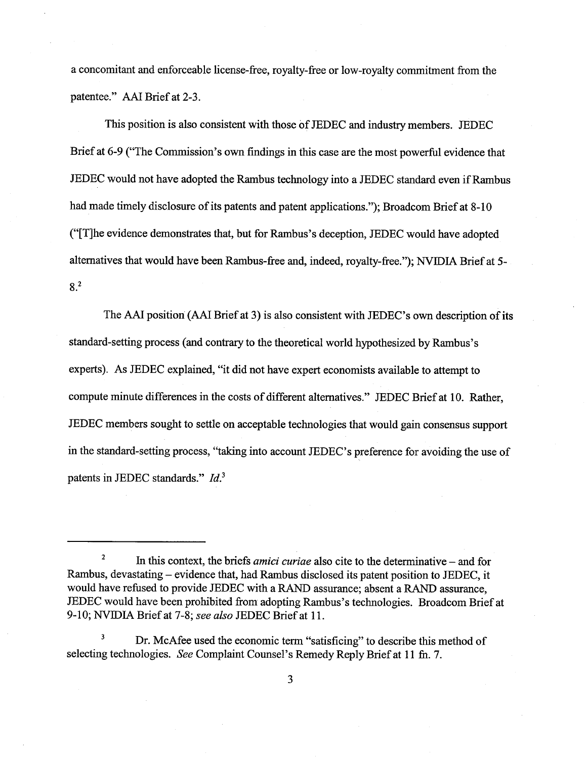a concomitant and enforceable license-free, royalty-free or low-royalty commitment from the patentee." AAI Brief at 2-3.

This position is also consistent with those of JEDEC and industry members. JEDEC Brief at 6-9 ("The Commission's own findings in this case are the most powerful evidence that JEDEC would not have adopted the Rambus technology into a JEDEC standard even if Rambus had made timely disclosure of its patents and patent applications."); Broadcom Brief at 8-10 ("[T]he evidence demonstrates that, but for Rambus's deception, JEDEC would have adopted alternatives that would have been Rambus-free and, indeed, royalty-free."); NVIDIA Brief at 5-8.[2]

The AAI position (AAI Brief at 3) is also consistent with JEDEC's own description of its standard-setting process (and contrary to the theoretical world hypothesized by Rambus's experts). As JEDEC explained, "it did not have expert economists available to attempt to compute minute differences in the costs of different alternatives." JEDEC Brief at 10. Rather, JEDEC members sought to settle on acceptable technologies that would gain consensus support in the standard-setting process, "taking into account JEDEC's preference for avoiding the use of patents in JEDEC standards." *Id.*[3]

---

[2] In this context, the briefs *amici curiae* also cite to the determinative – and for Rambus, devastating – evidence that, had Rambus disclosed its patent position to JEDEC, it would have refused to provide JEDEC with a RAND assurance; absent a RAND assurance, JEDEC would have been prohibited from adopting Rambus's technologies. Broadcom Brief at 9-10; NVIDIA Brief at 7-8; *see also* JEDEC Brief at 11.

[3] Dr. McAfee used the economic term "satisficing" to describe this method of selecting technologies. *See* Complaint Counsel's Remedy Reply Brief at 11 fn. 7.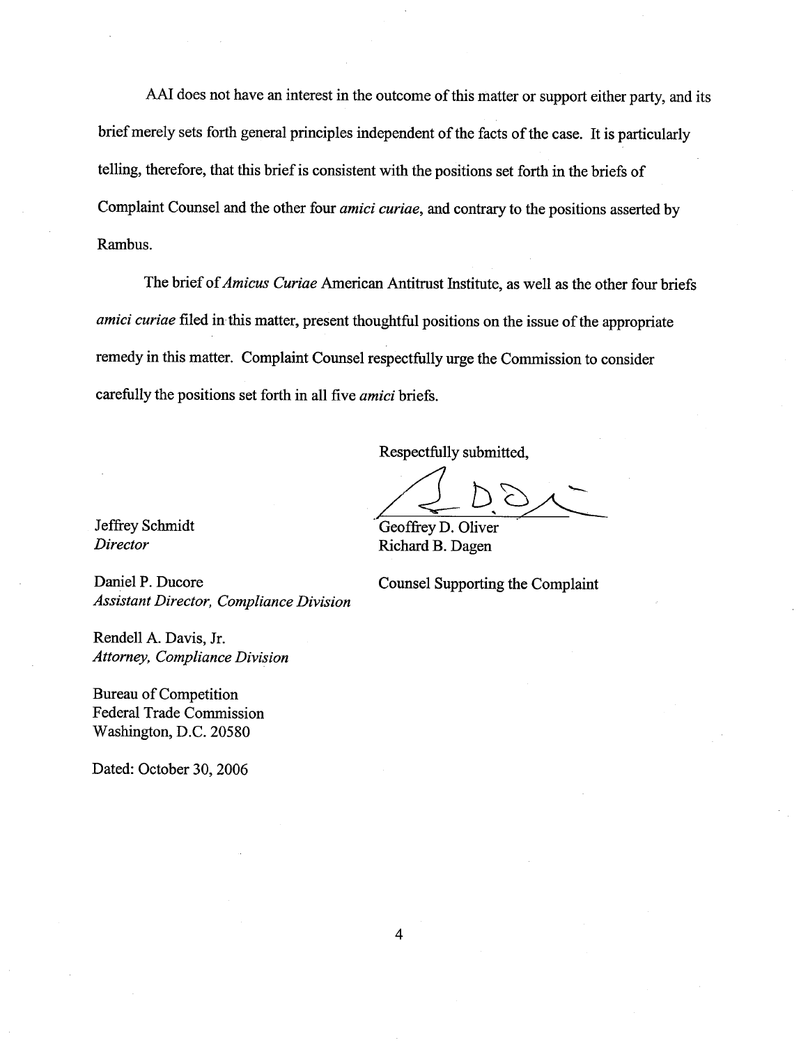AAI does not have an interest in the outcome of this matter or support either party, and its brief merely sets forth general principles independent of the facts of the case. It is particularly telling, therefore, that this brief is consistent with the positions set forth in the briefs of Complaint Counsel and the other four *amici curiae*, and contrary to the positions asserted by Rambus.

The brief of *Amicus Curiae* American Antitrust Institute, as well as the other four briefs *amici curiae* filed in this matter, present thoughtful positions on the issue of the appropriate remedy in this matter. Complaint Counsel respectfully urge the Commission to consider carefully the positions set forth in all five *amici* briefs.

Respectfully submitted,

Geoffrey D. Oliver
Richard B. Dagen

Counsel Supporting the Complaint

Jeffrey Schmidt
*Director*

Daniel P. Ducore
*Assistant Director, Compliance Division*

Rendell A. Davis, Jr.
*Attorney, Compliance Division*

Bureau of Competition
Federal Trade Commission
Washington, D.C. 20580

Dated: October 30, 2006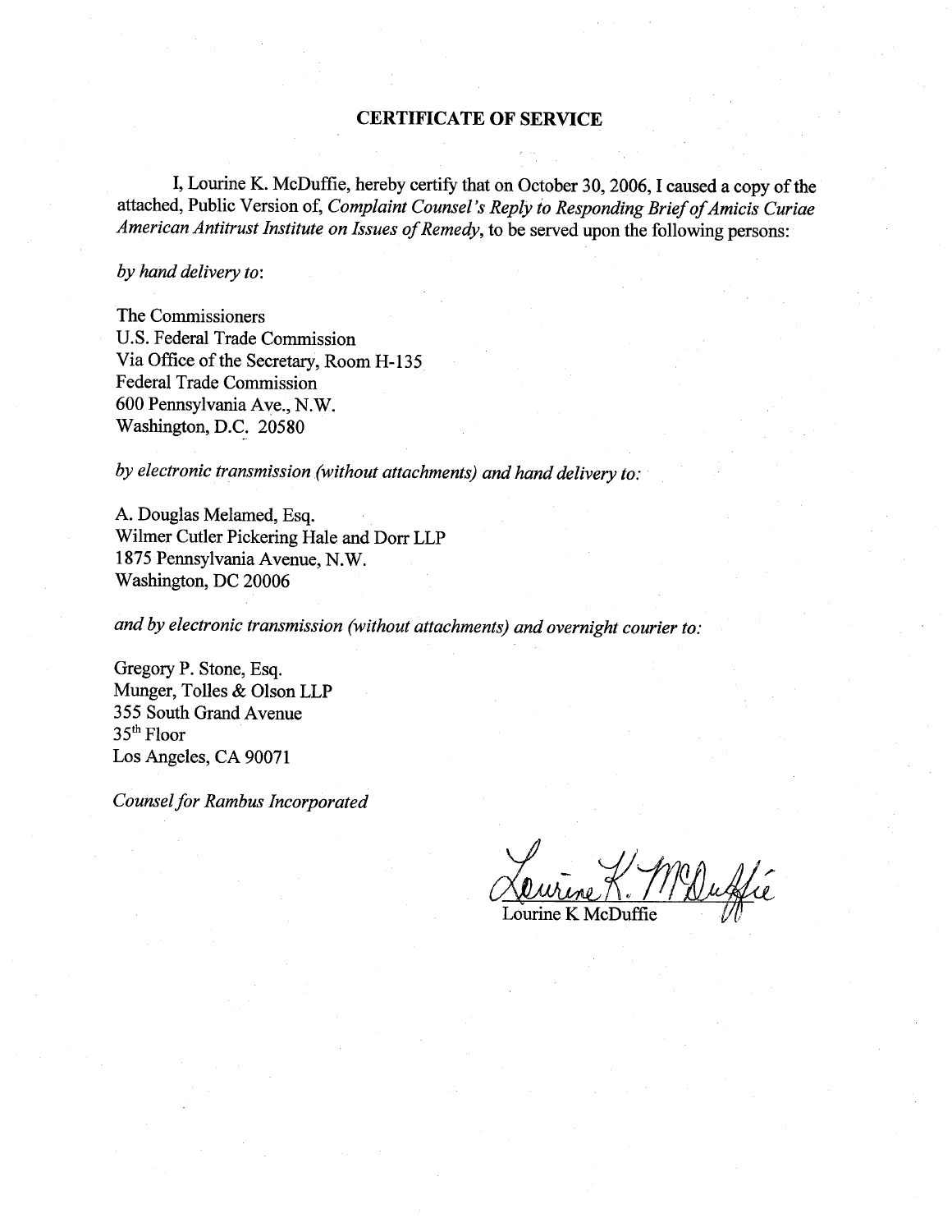# CERTIFICATE OF SERVICE

I, Lourine K. McDuffie, hereby certify that on October 30, 2006, I caused a copy of the attached, Public Version of, *Complaint Counsel's Reply to Responding Brief of Amicis Curiae American Antitrust Institute on Issues of Remedy*, to be served upon the following persons:

*by hand delivery to*:

The Commissioners
U.S. Federal Trade Commission
Via Office of the Secretary, Room H-135
Federal Trade Commission
600 Pennsylvania Ave., N.W.
Washington, D.C. 20580

*by electronic transmission (without attachments) and hand delivery to:*

A. Douglas Melamed, Esq.
Wilmer Cutler Pickering Hale and Dorr LLP
1875 Pennsylvania Avenue, N.W.
Washington, DC 20006

*and by electronic transmission (without attachments) and overnight courier to:*

Gregory P. Stone, Esq.
Munger, Tolles & Olson LLP
355 South Grand Avenue
35th Floor
Los Angeles, CA 90071

*Counsel for Rambus Incorporated*

Lourine K McDuffie